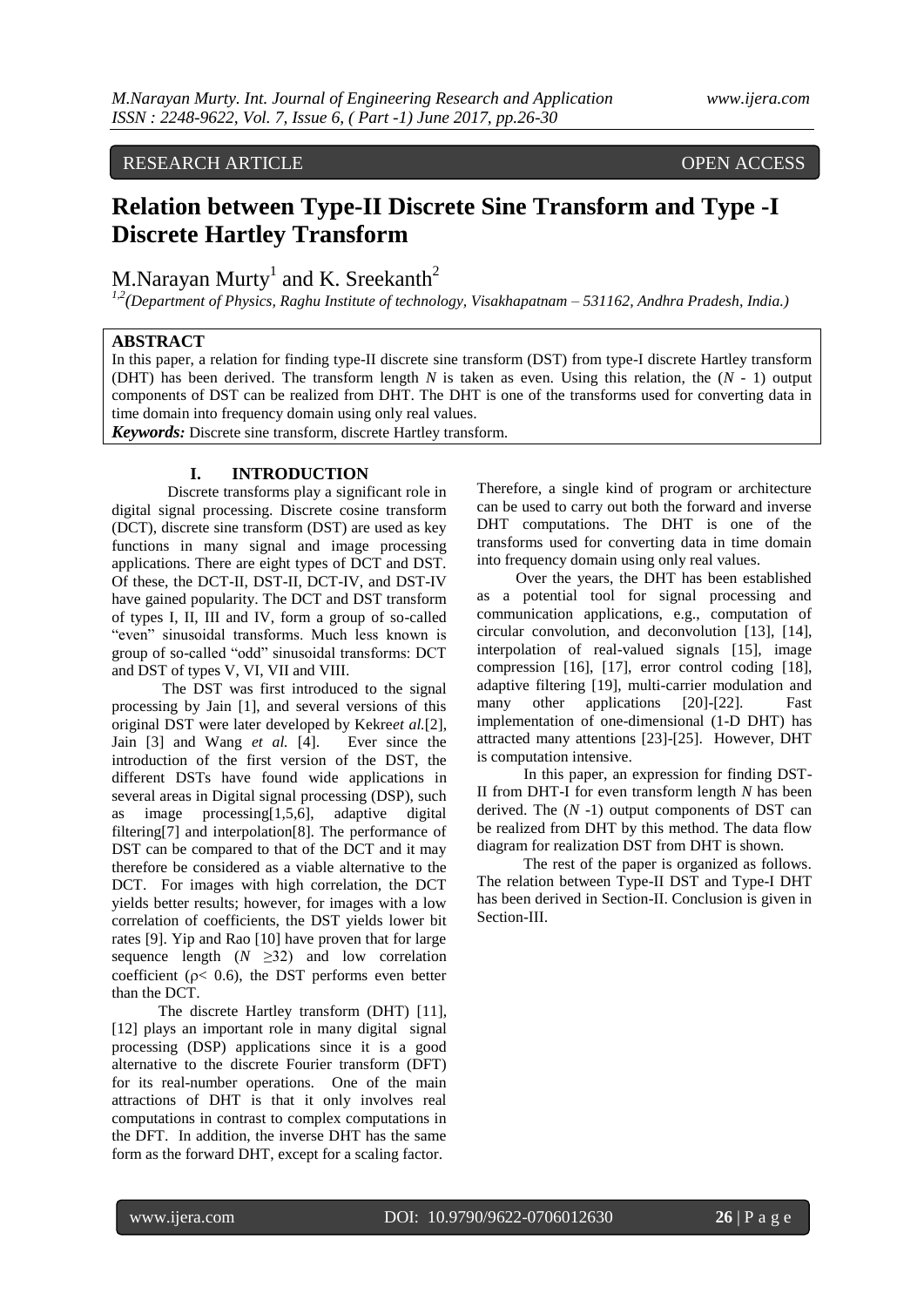RESEARCH ARTICLE OPEN ACCESS

# Relation between Type-II Discrete Sine Transform and Type -I Discrete Hartley Transform

M.Narayan Murty[1] and K. Sreekanth[2]

[1,2](Department of Physics, Raghu Institute of technology, Visakhapatnam – 531162, Andhra Pradesh, India.)

## ABSTRACT

In this paper, a relation for finding type-II discrete sine transform (DST) from type-I discrete Hartley transform (DHT) has been derived. The transform length $N$ is taken as even. Using this relation, the ($N$ - 1) output components of DST can be realized from DHT. The DHT is one of the transforms used for converting data in time domain into frequency domain using only real values.

***Keywords:*** Discrete sine transform, discrete Hartley transform.

## I. INTRODUCTION

Discrete transforms play a significant role in digital signal processing. Discrete cosine transform (DCT), discrete sine transform (DST) are used as key functions in many signal and image processing applications. There are eight types of DCT and DST. Of these, the DCT-II, DST-II, DCT-IV, and DST-IV have gained popularity. The DCT and DST transform of types I, II, III and IV, form a group of so-called "even" sinusoidal transforms. Much less known is group of so-called "odd" sinusoidal transforms: DCT and DST of types V, VI, VII and VIII.

The DST was first introduced to the signal processing by Jain [1], and several versions of this original DST were later developed by Kekre*et al.*[2], Jain [3] and Wang *et al.* [4]. Ever since the introduction of the first version of the DST, the different DSTs have found wide applications in several areas in Digital signal processing (DSP), such as image processing[1,5,6], adaptive digital filtering[7] and interpolation[8]. The performance of DST can be compared to that of the DCT and it may therefore be considered as a viable alternative to the DCT. For images with high correlation, the DCT yields better results; however, for images with a low correlation of coefficients, the DST yields lower bit rates [9]. Yip and Rao [10] have proven that for large sequence length ($N \geq 32$) and low correlation coefficient ($\rho < 0.6$), the DST performs even better than the DCT.

The discrete Hartley transform (DHT) [11], [12] plays an important role in many digital signal processing (DSP) applications since it is a good alternative to the discrete Fourier transform (DFT) for its real-number operations. One of the main attractions of DHT is that it only involves real computations in contrast to complex computations in the DFT. In addition, the inverse DHT has the same form as the forward DHT, except for a scaling factor. Therefore, a single kind of program or architecture can be used to carry out both the forward and inverse DHT computations. The DHT is one of the transforms used for converting data in time domain into frequency domain using only real values.

Over the years, the DHT has been established as a potential tool for signal processing and communication applications, e.g., computation of circular convolution, and deconvolution [13], [14], interpolation of real-valued signals [15], image compression [16], [17], error control coding [18], adaptive filtering [19], multi-carrier modulation and many other applications [20]-[22]. Fast implementation of one-dimensional (1-D DHT) has attracted many attentions [23]-[25]. However, DHT is computation intensive.

In this paper, an expression for finding DST-II from DHT-I for even transform length $N$ has been derived. The ($N$ -1) output components of DST can be realized from DHT by this method. The data flow diagram for realization DST from DHT is shown.

The rest of the paper is organized as follows. The relation between Type-II DST and Type-I DHT has been derived in Section-II. Conclusion is given in Section-III.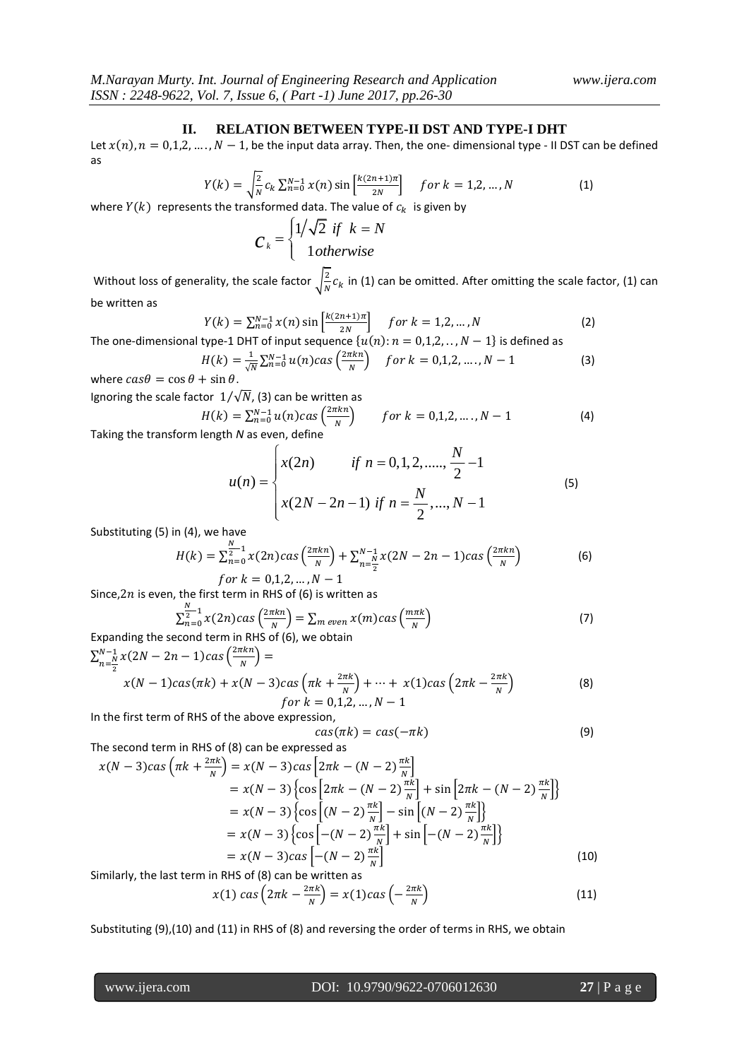## II. RELATION BETWEEN TYPE-II DST AND TYPE-I DHT

Let $x(n), n = 0,1,2, \ldots, N-1$, be the input data array. Then, the one- dimensional type - II DST can be defined as

$$Y(k) = \sqrt{\frac{2}{N}} c_k \sum_{n=0}^{N-1} x(n) \sin\left[\frac{k(2n+1)\pi}{2N}\right] \quad for\ k = 1,2, \ldots, N \tag{1}$$

where $Y(k)$ represents the transformed data. The value of $c_k$ is given by

$$c_k = \begin{cases} 1/\sqrt{2} \ if \ k = N \\ 1 otherwise \end{cases}$$

Without loss of generality, the scale factor $\sqrt{\frac{2}{N}} c_k$ in (1) can be omitted. After omitting the scale factor, (1) can be written as

$$Y(k) = \sum_{n=0}^{N-1} x(n) \sin\left[\frac{k(2n+1)\pi}{2N}\right] \quad for\ k = 1,2, \ldots, N \tag{2}$$

The one-dimensional type-1 DHT of input sequence $\{u(n): n = 0,1,2, \ldots, N-1\}$ is defined as

$$H(k) = \frac{1}{\sqrt{N}} \sum_{n=0}^{N-1} u(n) cas\left(\frac{2\pi kn}{N}\right) \quad for\ k = 0,1,2, \ldots, N-1 \tag{3}$$

where $cas\theta = \cos\theta + \sin\theta$.

Ignoring the scale factor $1/\sqrt{N}$, (3) can be written as

$$H(k) = \sum_{n=0}^{N-1} u(n) cas\left(\frac{2\pi kn}{N}\right) \quad for\ k = 0,1,2, \ldots, N-1 \tag{4}$$

Taking the transform length *N* as even, define

$$u(n) = \begin{cases} x(2n) & if\ n = 0,1,2, \ldots, \frac{N}{2} - 1 \\ x(2N - 2n - 1) & if\ n = \frac{N}{2}, \ldots, N-1 \end{cases} \tag{5}$$

Substituting (5) in (4), we have

$$H(k) = \sum_{n=0}^{\frac{N}{2}-1} x(2n) cas\left(\frac{2\pi kn}{N}\right) + \sum_{n=\frac{N}{2}}^{N-1} x(2N - 2n - 1) cas\left(\frac{2\pi kn}{N}\right) \tag{6}$$
$$for\ k = 0,1,2, \ldots, N-1$$

Since, $2n$ is even, the first term in RHS of (6) is written as

$$\sum_{n=0}^{\frac{N}{2}-1} x(2n) cas\left(\frac{2\pi kn}{N}\right) = \sum_{m\ even} x(m) cas\left(\frac{m\pi k}{N}\right) \tag{7}$$

Expanding the second term in RHS of (6), we obtain

$$\sum_{n=\frac{N}{2}}^{N-1} x(2N - 2n - 1) cas\left(\frac{2\pi kn}{N}\right) =$$
$$x(N-1) cas(\pi k) + x(N-3) cas\left(\pi k + \frac{2\pi k}{N}\right) + \cdots + x(1) cas\left(2\pi k - \frac{2\pi k}{N}\right) \tag{8}$$
$$for\ k = 0,1,2, \ldots, N-1$$

In the first term of RHS of the above expression,

$$cas(\pi k) = cas(-\pi k) \tag{9}$$

The second term in RHS of (8) can be expressed as

$$\begin{aligned} x(N-3) cas\left(\pi k + \frac{2\pi k}{N}\right) &= x(N-3) cas\left[2\pi k - (N-2)\frac{\pi k}{N}\right] \\ &= x(N-3)\left\{\cos\left[2\pi k - (N-2)\frac{\pi k}{N}\right] + \sin\left[2\pi k - (N-2)\frac{\pi k}{N}\right]\right\} \\ &= x(N-3)\left\{\cos\left[(N-2)\frac{\pi k}{N}\right] - \sin\left[(N-2)\frac{\pi k}{N}\right]\right\} \\ &= x(N-3)\left\{\cos\left[-(N-2)\frac{\pi k}{N}\right] + \sin\left[-(N-2)\frac{\pi k}{N}\right]\right\} \\ &= x(N-3) cas\left[-(N-2)\frac{\pi k}{N}\right] \end{aligned} \tag{10}$$

Similarly, the last term in RHS of (8) can be written as

$$x(1)\ cas\left(2\pi k - \frac{2\pi k}{N}\right) = x(1) cas\left(-\frac{2\pi k}{N}\right) \tag{11}$$

Substituting (9),(10) and (11) in RHS of (8) and reversing the order of terms in RHS, we obtain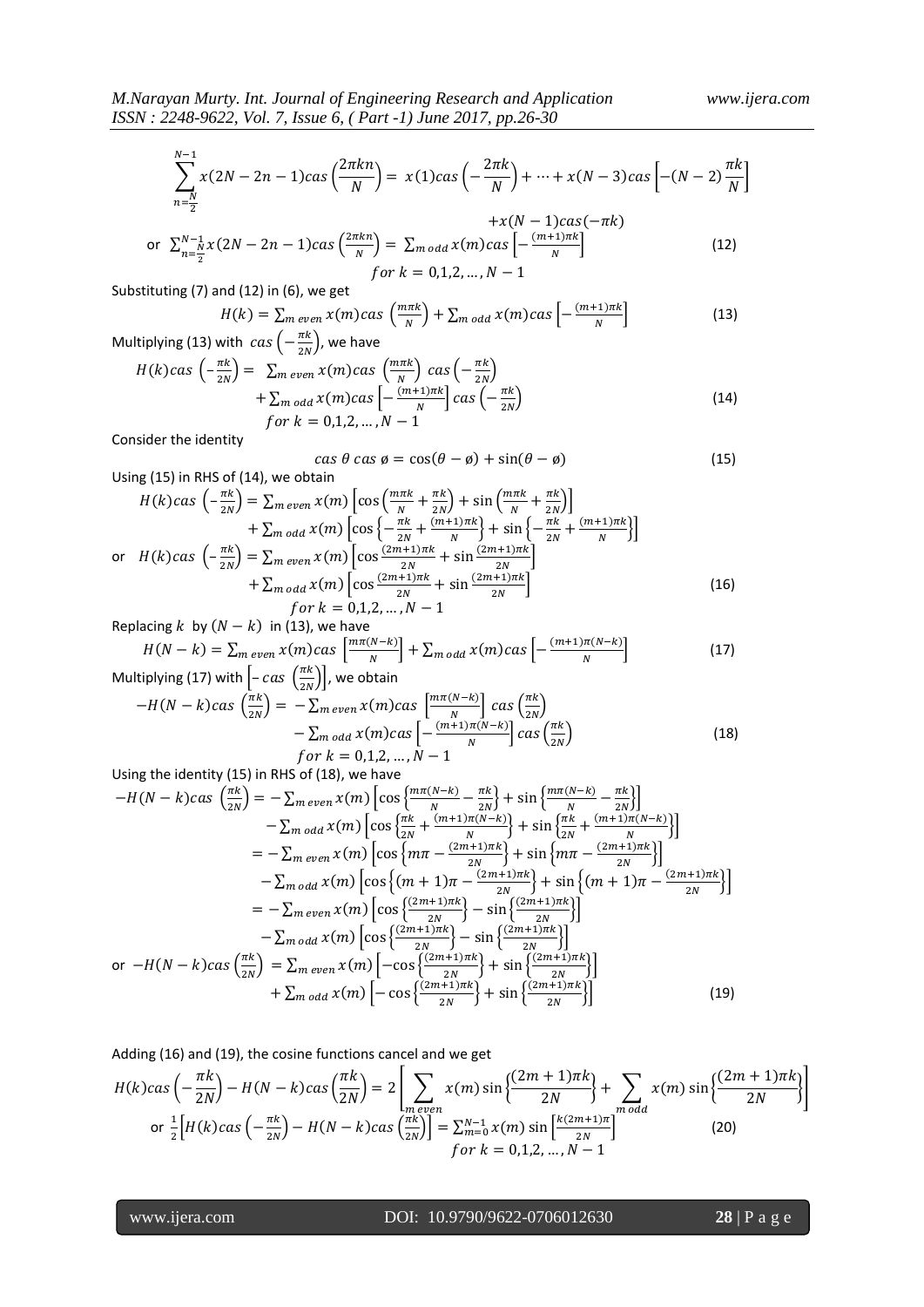$$\sum_{n=\frac{N}{2}}^{N-1} x(2N-2n-1) cas\left(\frac{2\pi kn}{N}\right) = x(1) cas\left(-\frac{2\pi k}{N}\right) + \cdots + x(N-3) cas\left[-(N-2)\frac{\pi k}{N}\right]$$

$$+ x(N-1) cas(-\pi k)$$

or $\sum_{n=\frac{N}{2}}^{N-1} x(2N-2n-1) cas\left(\frac{2\pi kn}{N}\right) = \sum_{m\ odd} x(m) cas\left[-\frac{(m+1)\pi k}{N}\right]$ (12)

$$for\ k = 0,1,2, \ldots, N-1$$

Substituting (7) and (12) in (6), we get

$$H(k) = \sum_{m\ even} x(m) cas\left(\frac{m\pi k}{N}\right) + \sum_{m\ odd} x(m) cas\left[-\frac{(m+1)\pi k}{N}\right] \tag{13}$$

Multiplying (13) with $cas\left(-\frac{\pi k}{2N}\right)$, we have

$$H(k) cas\left(-\frac{\pi k}{2N}\right) = \sum_{m\ even} x(m) cas\left(\frac{m\pi k}{N}\right) cas\left(-\frac{\pi k}{2N}\right)$$

$$+ \sum_{m\ odd} x(m) cas\left[-\frac{(m+1)\pi k}{N}\right] cas\left(-\frac{\pi k}{2N}\right) \tag{14}$$

$$for\ k = 0,1,2, \ldots, N-1$$

Consider the identity

$$cas\ \theta\ cas\ \phi = \cos(\theta - \phi) + \sin(\theta - \phi) \tag{15}$$

Using (15) in RHS of (14), we obtain

$$H(k) cas\left(-\frac{\pi k}{2N}\right) = \sum_{m\ even} x(m)\left[\cos\left(\frac{m\pi k}{N} + \frac{\pi k}{2N}\right) + \sin\left(\frac{m\pi k}{N} + \frac{\pi k}{2N}\right)\right]$$

$$+ \sum_{m\ odd} x(m)\left[\cos\left\{-\frac{\pi k}{2N} + \frac{(m+1)\pi k}{N}\right\} + \sin\left\{-\frac{\pi k}{2N} + \frac{(m+1)\pi k}{N}\right\}\right]$$

or $H(k) cas\left(-\frac{\pi k}{2N}\right) = \sum_{m\ even} x(m)\left[\cos\frac{(2m+1)\pi k}{2N} + \sin\frac{(2m+1)\pi k}{2N}\right]$

$$+ \sum_{m\ odd} x(m)\left[\cos\frac{(2m+1)\pi k}{2N} + \sin\frac{(2m+1)\pi k}{2N}\right] \tag{16}$$

$$for\ k = 0,1,2, \ldots, N-1$$

Replacing $k$ by $(N-k)$ in (13), we have

$$H(N-k) = \sum_{m\ even} x(m) cas\left[\frac{m\pi(N-k)}{N}\right] + \sum_{m\ odd} x(m) cas\left[-\frac{(m+1)\pi(N-k)}{N}\right] \tag{17}$$

Multiplying (17) with $\left[-cas\left(\frac{\pi k}{2N}\right)\right]$, we obtain

$$-H(N-k) cas\left(\frac{\pi k}{2N}\right) = -\sum_{m\ even} x(m) cas\left[\frac{m\pi(N-k)}{N}\right] cas\left(\frac{\pi k}{2N}\right)$$

$$- \sum_{m\ odd} x(m) cas\left[-\frac{(m+1)\pi(N-k)}{N}\right] cas\left(\frac{\pi k}{2N}\right) \tag{18}$$

$$for\ k = 0,1,2, \ldots, N-1$$

Using the identity (15) in RHS of (18), we have

$$-H(N-k) cas\left(\frac{\pi k}{2N}\right) = -\sum_{m\ even} x(m)\left[\cos\left\{\frac{m\pi(N-k)}{N} - \frac{\pi k}{2N}\right\} + \sin\left\{\frac{m\pi(N-k)}{N} - \frac{\pi k}{2N}\right\}\right]$$

$$- \sum_{m\ odd} x(m)\left[\cos\left\{\frac{\pi k}{2N} + \frac{(m+1)\pi(N-k)}{N}\right\} + \sin\left\{\frac{\pi k}{2N} + \frac{(m+1)\pi(N-k)}{N}\right\}\right]$$

$$= -\sum_{m\ even} x(m)\left[\cos\left\{m\pi - \frac{(2m+1)\pi k}{2N}\right\} + \sin\left\{m\pi - \frac{(2m+1)\pi k}{2N}\right\}\right]$$

$$- \sum_{m\ odd} x(m)\left[\cos\left\{(m+1)\pi - \frac{(2m+1)\pi k}{2N}\right\} + \sin\left\{(m+1)\pi - \frac{(2m+1)\pi k}{2N}\right\}\right]$$

$$= -\sum_{m\ even} x(m)\left[\cos\left\{\frac{(2m+1)\pi k}{2N}\right\} - \sin\left\{\frac{(2m+1)\pi k}{2N}\right\}\right]$$

$$- \sum_{m\ odd} x(m)\left[\cos\left\{\frac{(2m+1)\pi k}{2N}\right\} - \sin\left\{\frac{(2m+1)\pi k}{2N}\right\}\right]$$

or $-H(N-k) cas\left(\frac{\pi k}{2N}\right) = \sum_{m\ even} x(m)\left[-\cos\left\{\frac{(2m+1)\pi k}{2N}\right\} + \sin\left\{\frac{(2m+1)\pi k}{2N}\right\}\right]$

$$+ \sum_{m\ odd} x(m)\left[-\cos\left\{\frac{(2m+1)\pi k}{2N}\right\} + \sin\left\{\frac{(2m+1)\pi k}{2N}\right\}\right] \tag{19}$$

Adding (16) and (19), the cosine functions cancel and we get

$$H(k) cas\left(-\frac{\pi k}{2N}\right) - H(N-k) cas\left(\frac{\pi k}{2N}\right) = 2\left[\sum_{m\ even} x(m)\sin\left\{\frac{(2m+1)\pi k}{2N}\right\} + \sum_{m\ odd} x(m)\sin\left\{\frac{(2m+1)\pi k}{2N}\right\}\right]$$

or $\frac{1}{2}\left[H(k) cas\left(-\frac{\pi k}{2N}\right) - H(N-k) cas\left(\frac{\pi k}{2N}\right)\right] = \sum_{m=0}^{N-1} x(m)\sin\left[\frac{k(2m+1)\pi}{2N}\right]$ (20)

$$for\ k = 0,1,2, \ldots, N-1$$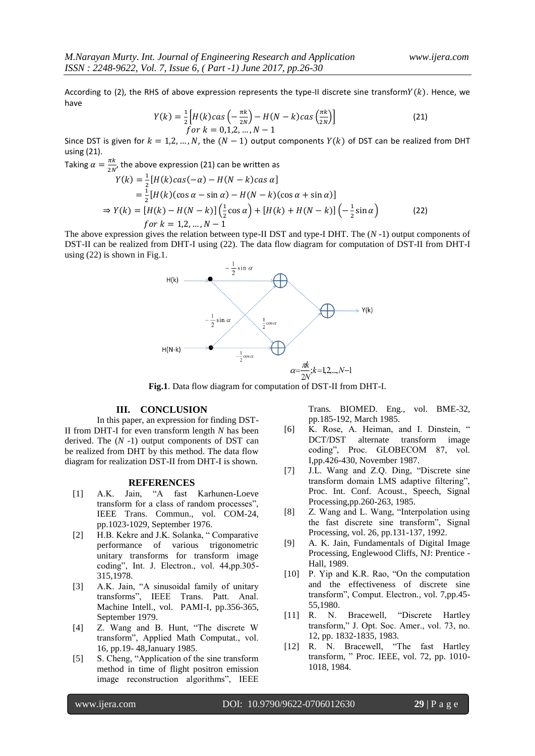According to (2), the RHS of above expression represents the type-II discrete sine transform $Y(k)$. Hence, we have

$$Y(k) = \frac{1}{2}\left[H(k)cas\left(-\frac{\pi k}{2N}\right) - H(N-k)cas\left(\frac{\pi k}{2N}\right)\right] \quad (21)$$
$$for\ k = 0,1,2,\ldots,N-1$$

Since DST is given for $k = 1,2,\ldots,N$, the $(N-1)$ output components $Y(k)$ of DST can be realized from DHT using (21).

Taking $\alpha = \frac{\pi k}{2N}$, the above expression (21) can be written as

$$Y(k) = \frac{1}{2}[H(k)cas(-\alpha) - H(N-k)cas\ \alpha]$$
$$= \frac{1}{2}[H(k)(\cos\alpha - \sin\alpha) - H(N-k)(\cos\alpha + \sin\alpha)]$$
$$\Rightarrow Y(k) = [H(k) - H(N-k)]\left(\frac{1}{2}\cos\alpha\right) + [H(k) + H(N-k)]\left(-\frac{1}{2}\sin\alpha\right) \quad (22)$$
$$for\ k = 1,2,\ldots,N-1$$

The above expression gives the relation between type-II DST and type-I DHT. The $(N-1)$ output components of DST-II can be realized from DHT-I using (22). The data flow diagram for computation of DST-II from DHT-I using (22) is shown in Fig.1.

**Fig.1**. Data flow diagram for computation of DST-II from DHT-I.

## III. CONCLUSION

In this paper, an expression for finding DST-II from DHT-I for even transform length $N$ has been derived. The $(N-1)$ output components of DST can be realized from DHT by this method. The data flow diagram for realization DST-II from DHT-I is shown.

## REFERENCES

[1] A.K. Jain, "A fast Karhunen-Loeve transform for a class of random processes", IEEE Trans. Commun., vol. COM-24, pp.1023-1029, September 1976.

[2] H.B. Kekre and J.K. Solanka, " Comparative performance of various trigonometric unitary transforms for transform image coding", Int. J. Electron., vol. 44,pp.305-315,1978.

[3] A.K. Jain, "A sinusoidal family of unitary transforms", IEEE Trans. Patt. Anal. Machine Intell., vol. PAMI-I, pp.356-365, September 1979.

[4] Z. Wang and B. Hunt, "The discrete W transform", Applied Math Computat., vol. 16, pp.19- 48,January 1985.

[5] S. Cheng, "Application of the sine transform method in time of flight positron emission image reconstruction algorithms", IEEE Trans. BIOMED. Eng., vol. BME-32, pp.185-192, March 1985.

[6] K. Rose, A. Heiman, and I. Dinstein, " DCT/DST alternate transform image coding", Proc. GLOBECOM 87, vol. I,pp.426-430, November 1987.

[7] J.L. Wang and Z.Q. Ding, "Discrete sine transform domain LMS adaptive filtering", Proc. Int. Conf. Acoust., Speech, Signal Processing,pp.260-263, 1985.

[8] Z. Wang and L. Wang, "Interpolation using the fast discrete sine transform", Signal Processing, vol. 26, pp.131-137, 1992.

[9] A. K. Jain, Fundamentals of Digital Image Processing, Englewood Cliffs, NJ: Prentice - Hall, 1989.

[10] P. Yip and K.R. Rao, "On the computation and the effectiveness of discrete sine transform", Comput. Electron., vol. 7,pp.45-55,1980.

[11] R. N. Bracewell, "Discrete Hartley transform," J. Opt. Soc. Amer., vol. 73, no. 12, pp. 1832-1835, 1983.

[12] R. N. Bracewell, "The fast Hartley transform, " Proc. IEEE, vol. 72, pp. 1010-1018, 1984.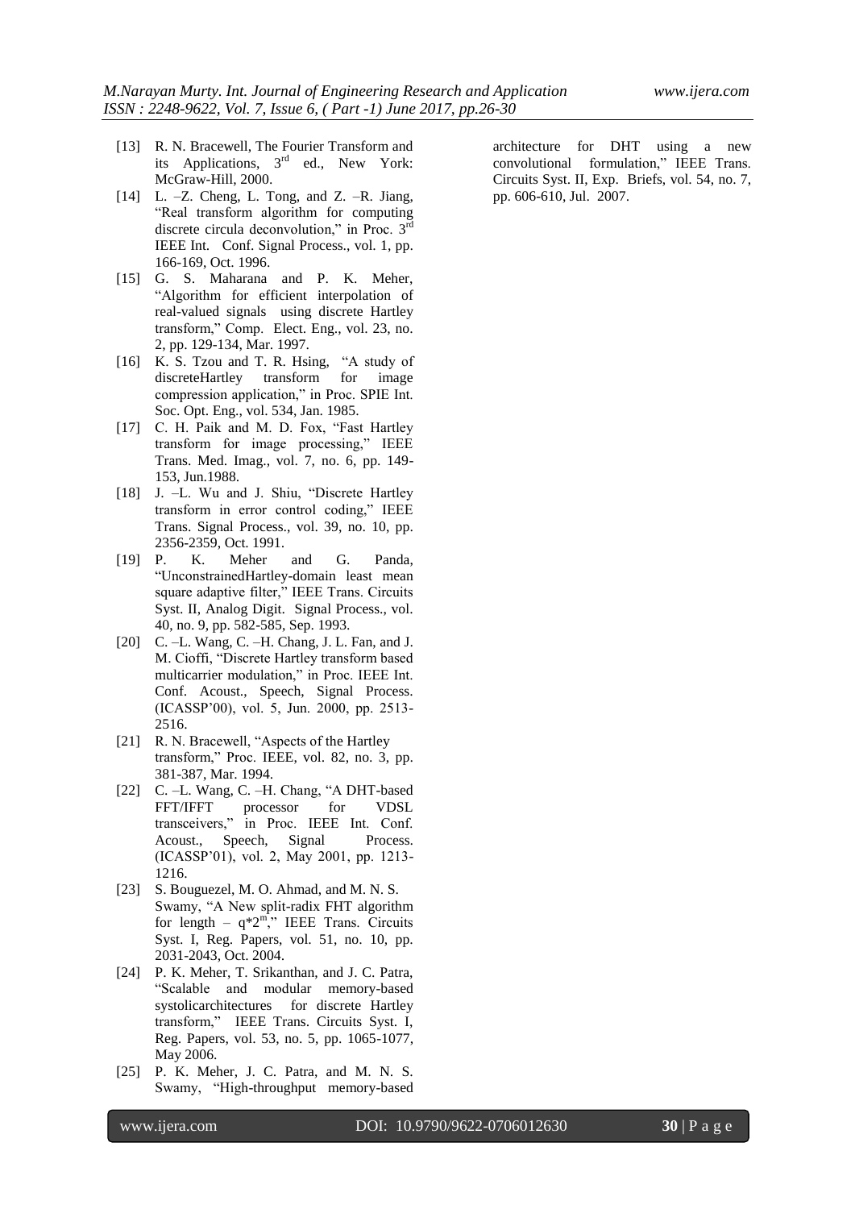[13] R. N. Bracewell, The Fourier Transform and its Applications, 3rd ed., New York: McGraw-Hill, 2000.

[14] L. –Z. Cheng, L. Tong, and Z. –R. Jiang, "Real transform algorithm for computing discrete circula deconvolution," in Proc. 3rd IEEE Int. Conf. Signal Process., vol. 1, pp. 166-169, Oct. 1996.

[15] G. S. Maharana and P. K. Meher, "Algorithm for efficient interpolation of real-valued signals using discrete Hartley transform," Comp. Elect. Eng., vol. 23, no. 2, pp. 129-134, Mar. 1997.

[16] K. S. Tzou and T. R. Hsing, "A study of discreteHartley transform for image compression application," in Proc. SPIE Int. Soc. Opt. Eng., vol. 534, Jan. 1985.

[17] C. H. Paik and M. D. Fox, "Fast Hartley transform for image processing," IEEE Trans. Med. Imag., vol. 7, no. 6, pp. 149-153, Jun.1988.

[18] J. –L. Wu and J. Shiu, "Discrete Hartley transform in error control coding," IEEE Trans. Signal Process., vol. 39, no. 10, pp. 2356-2359, Oct. 1991.

[19] P. K. Meher and G. Panda, "UnconstrainedHartley-domain least mean square adaptive filter," IEEE Trans. Circuits Syst. II, Analog Digit. Signal Process., vol. 40, no. 9, pp. 582-585, Sep. 1993.

[20] C. –L. Wang, C. –H. Chang, J. L. Fan, and J. M. Cioffi, "Discrete Hartley transform based multicarrier modulation," in Proc. IEEE Int. Conf. Acoust., Speech, Signal Process. (ICASSP'00), vol. 5, Jun. 2000, pp. 2513-2516.

[21] R. N. Bracewell, "Aspects of the Hartley transform," Proc. IEEE, vol. 82, no. 3, pp. 381-387, Mar. 1994.

[22] C. –L. Wang, C. –H. Chang, "A DHT-based FFT/IFFT processor for VDSL transceivers," in Proc. IEEE Int. Conf. Acoust., Speech, Signal Process. (ICASSP'01), vol. 2, May 2001, pp. 1213-1216.

[23] S. Bouguezel, M. O. Ahmad, and M. N. S. Swamy, "A New split-radix FHT algorithm for length – $q*2^m$," IEEE Trans. Circuits Syst. I, Reg. Papers, vol. 51, no. 10, pp. 2031-2043, Oct. 2004.

[24] P. K. Meher, T. Srikanthan, and J. C. Patra, "Scalable and modular memory-based systolicarchitectures for discrete Hartley transform," IEEE Trans. Circuits Syst. I, Reg. Papers, vol. 53, no. 5, pp. 1065-1077, May 2006.

[25] P. K. Meher, J. C. Patra, and M. N. S. Swamy, "High-throughput memory-based architecture for DHT using a new convolutional formulation," IEEE Trans. Circuits Syst. II, Exp. Briefs, vol. 54, no. 7, pp. 606-610, Jul. 2007.